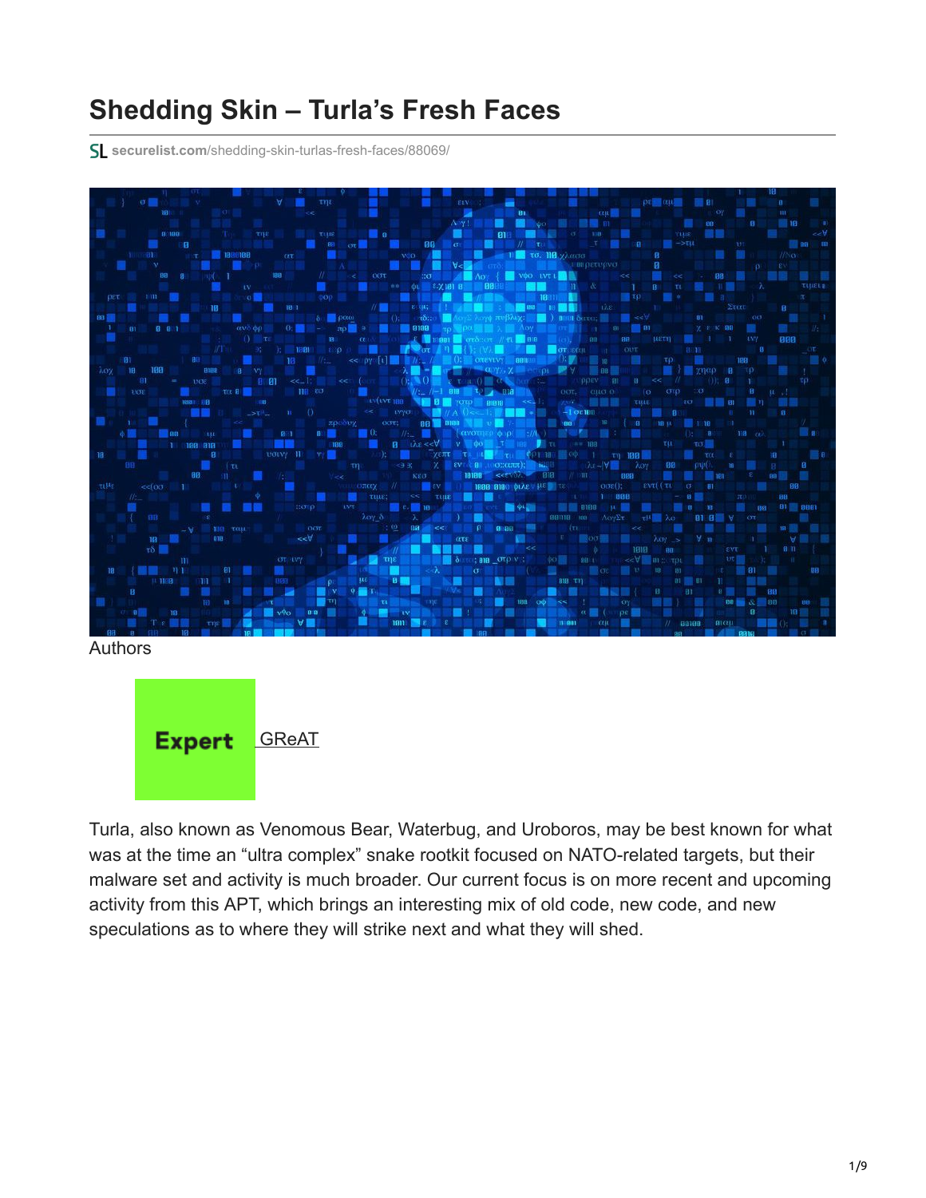# Shedding Skin – Turla's Fresh Faces

SL securelist.com/shedding-skin-turlas-fresh-faces/88069/

Authors

Expert GReAT

Turla, also known as Venomous Bear, Waterbug, and Uroboros, may be best known for what was at the time an "ultra complex" snake rootkit focused on NATO-related targets, but their malware set and activity is much broader. Our current focus is on more recent and upcoming activity from this APT, which brings an interesting mix of old code, new code, and new speculations as to where they will strike next and what they will shed.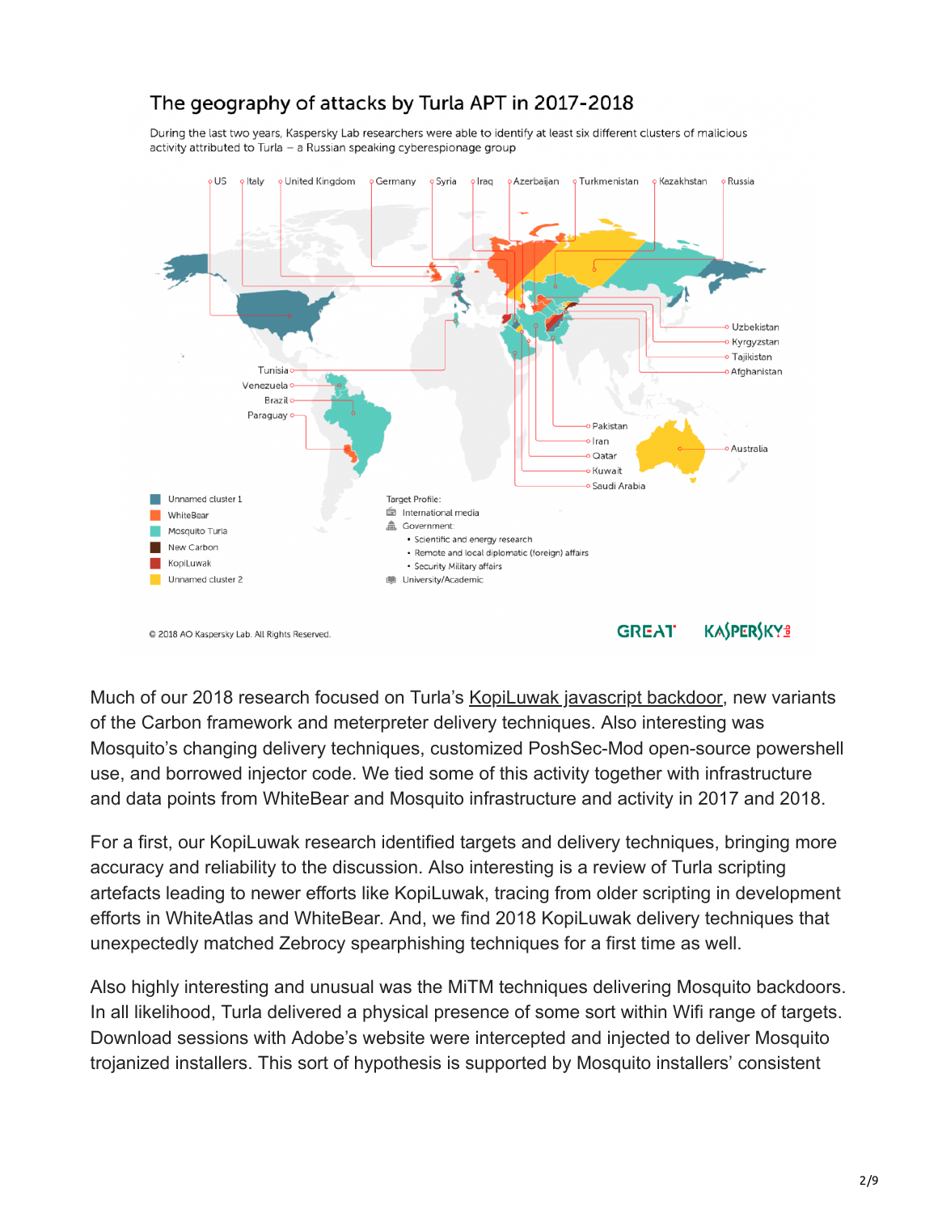## The geography of attacks by Turla APT in 2017-2018

During the last two years, Kaspersky Lab researchers were able to identify at least six different clusters of malicious activity attributed to Turla – a Russian speaking cyberespionage group

US, Italy, United Kingdom, Germany, Syria, Iraq, Azerbaijan, Turkmenistan, Kazakhstan, Russia, Uzbekistan, Kyrgyzstan, Tajikistan, Afghanistan, Tunisia, Venezuela, Brazil, Paraguay, Pakistan, Iran, Qatar, Kuwait, Saudi Arabia, Australia

- Unnamed cluster 1
- WhiteBear
- Mosquito Turla
- New Carbon
- KopiLuwak
- Unnamed cluster 2

Target Profile:

- International media
- Government:
  - Scientific and energy research
  - Remote and local diplomatic (foreign) affairs
  - Security Military affairs
- University/Academic

© 2018 AO Kaspersky Lab. All Rights Reserved.

GREAT KASPERSKY lab

Much of our 2018 research focused on Turla's KopiLuwak javascript backdoor, new variants of the Carbon framework and meterpreter delivery techniques. Also interesting was Mosquito's changing delivery techniques, customized PoshSec-Mod open-source powershell use, and borrowed injector code. We tied some of this activity together with infrastructure and data points from WhiteBear and Mosquito infrastructure and activity in 2017 and 2018.

For a first, our KopiLuwak research identified targets and delivery techniques, bringing more accuracy and reliability to the discussion. Also interesting is a review of Turla scripting artefacts leading to newer efforts like KopiLuwak, tracing from older scripting in development efforts in WhiteAtlas and WhiteBear. And, we find 2018 KopiLuwak delivery techniques that unexpectedly matched Zebrocy spearphishing techniques for a first time as well.

Also highly interesting and unusual was the MiTM techniques delivering Mosquito backdoors. In all likelihood, Turla delivered a physical presence of some sort within Wifi range of targets. Download sessions with Adobe's website were intercepted and injected to deliver Mosquito trojanized installers. This sort of hypothesis is supported by Mosquito installers' consistent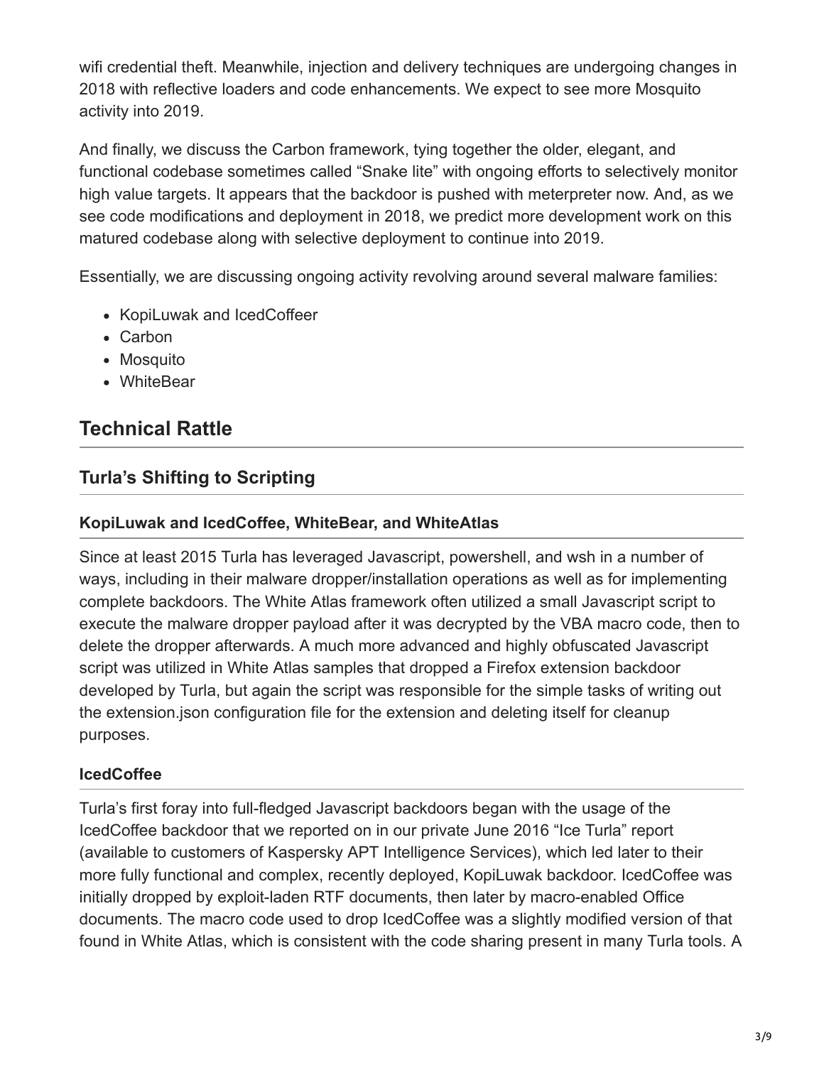wifi credential theft. Meanwhile, injection and delivery techniques are undergoing changes in 2018 with reflective loaders and code enhancements. We expect to see more Mosquito activity into 2019.

And finally, we discuss the Carbon framework, tying together the older, elegant, and functional codebase sometimes called “Snake lite” with ongoing efforts to selectively monitor high value targets. It appears that the backdoor is pushed with meterpreter now. And, as we see code modifications and deployment in 2018, we predict more development work on this matured codebase along with selective deployment to continue into 2019.

Essentially, we are discussing ongoing activity revolving around several malware families:

- KopiLuwak and IcedCoffeer
- Carbon
- Mosquito
- WhiteBear

## Technical Rattle

### Turla’s Shifting to Scripting

#### KopiLuwak and IcedCoffee, WhiteBear, and WhiteAtlas

Since at least 2015 Turla has leveraged Javascript, powershell, and wsh in a number of ways, including in their malware dropper/installation operations as well as for implementing complete backdoors. The White Atlas framework often utilized a small Javascript script to execute the malware dropper payload after it was decrypted by the VBA macro code, then to delete the dropper afterwards. A much more advanced and highly obfuscated Javascript script was utilized in White Atlas samples that dropped a Firefox extension backdoor developed by Turla, but again the script was responsible for the simple tasks of writing out the extension.json configuration file for the extension and deleting itself for cleanup purposes.

#### IcedCoffee

Turla’s first foray into full-fledged Javascript backdoors began with the usage of the IcedCoffee backdoor that we reported on in our private June 2016 “Ice Turla” report (available to customers of Kaspersky APT Intelligence Services), which led later to their more fully functional and complex, recently deployed, KopiLuwak backdoor. IcedCoffee was initially dropped by exploit-laden RTF documents, then later by macro-enabled Office documents. The macro code used to drop IcedCoffee was a slightly modified version of that found in White Atlas, which is consistent with the code sharing present in many Turla tools. A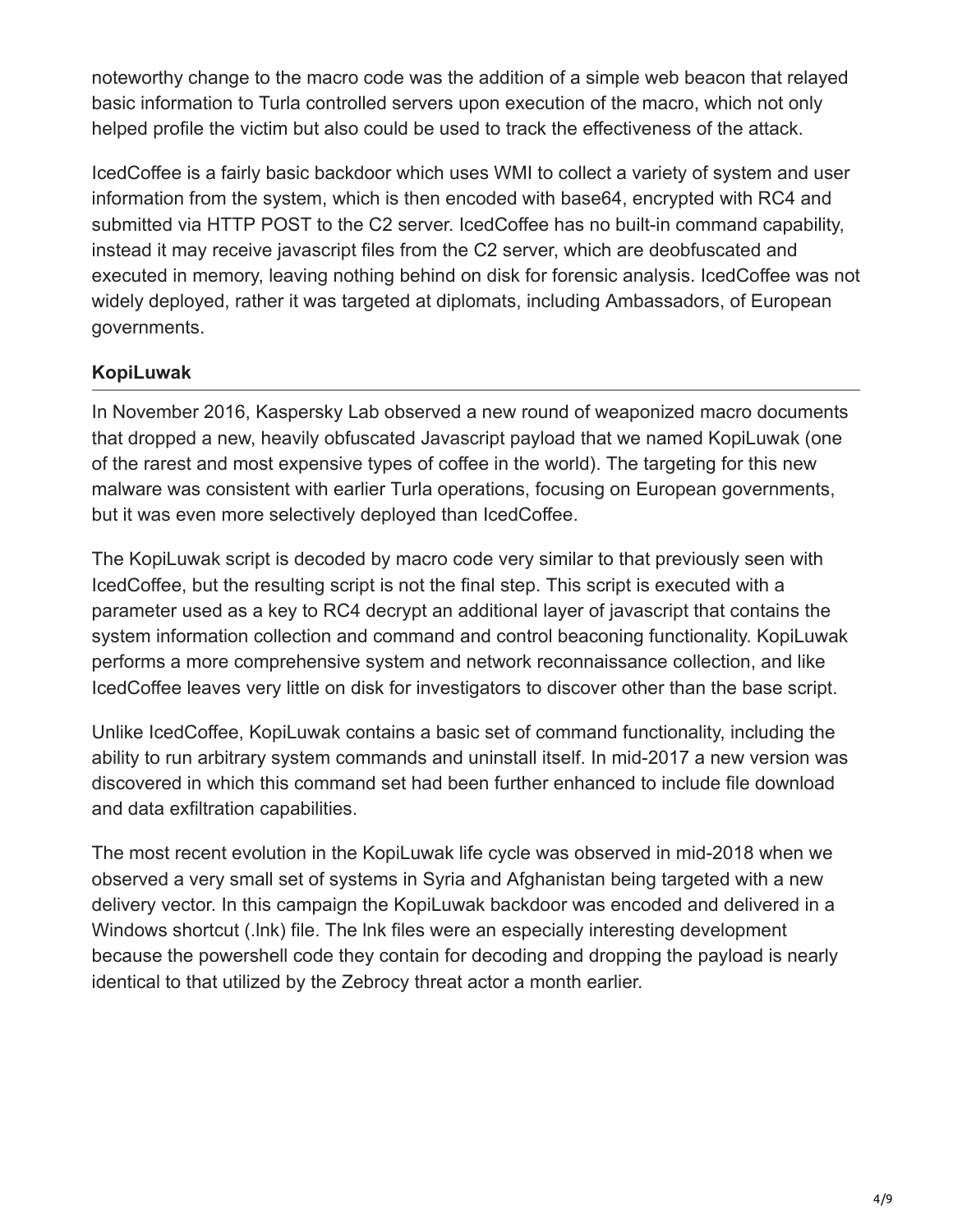noteworthy change to the macro code was the addition of a simple web beacon that relayed basic information to Turla controlled servers upon execution of the macro, which not only helped profile the victim but also could be used to track the effectiveness of the attack.

IcedCoffee is a fairly basic backdoor which uses WMI to collect a variety of system and user information from the system, which is then encoded with base64, encrypted with RC4 and submitted via HTTP POST to the C2 server. IcedCoffee has no built-in command capability, instead it may receive javascript files from the C2 server, which are deobfuscated and executed in memory, leaving nothing behind on disk for forensic analysis. IcedCoffee was not widely deployed, rather it was targeted at diplomats, including Ambassadors, of European governments.

### KopiLuwak

In November 2016, Kaspersky Lab observed a new round of weaponized macro documents that dropped a new, heavily obfuscated Javascript payload that we named KopiLuwak (one of the rarest and most expensive types of coffee in the world). The targeting for this new malware was consistent with earlier Turla operations, focusing on European governments, but it was even more selectively deployed than IcedCoffee.

The KopiLuwak script is decoded by macro code very similar to that previously seen with IcedCoffee, but the resulting script is not the final step. This script is executed with a parameter used as a key to RC4 decrypt an additional layer of javascript that contains the system information collection and command and control beaconing functionality. KopiLuwak performs a more comprehensive system and network reconnaissance collection, and like IcedCoffee leaves very little on disk for investigators to discover other than the base script.

Unlike IcedCoffee, KopiLuwak contains a basic set of command functionality, including the ability to run arbitrary system commands and uninstall itself. In mid-2017 a new version was discovered in which this command set had been further enhanced to include file download and data exfiltration capabilities.

The most recent evolution in the KopiLuwak life cycle was observed in mid-2018 when we observed a very small set of systems in Syria and Afghanistan being targeted with a new delivery vector. In this campaign the KopiLuwak backdoor was encoded and delivered in a Windows shortcut (.lnk) file. The lnk files were an especially interesting development because the powershell code they contain for decoding and dropping the payload is nearly identical to that utilized by the Zebrocy threat actor a month earlier.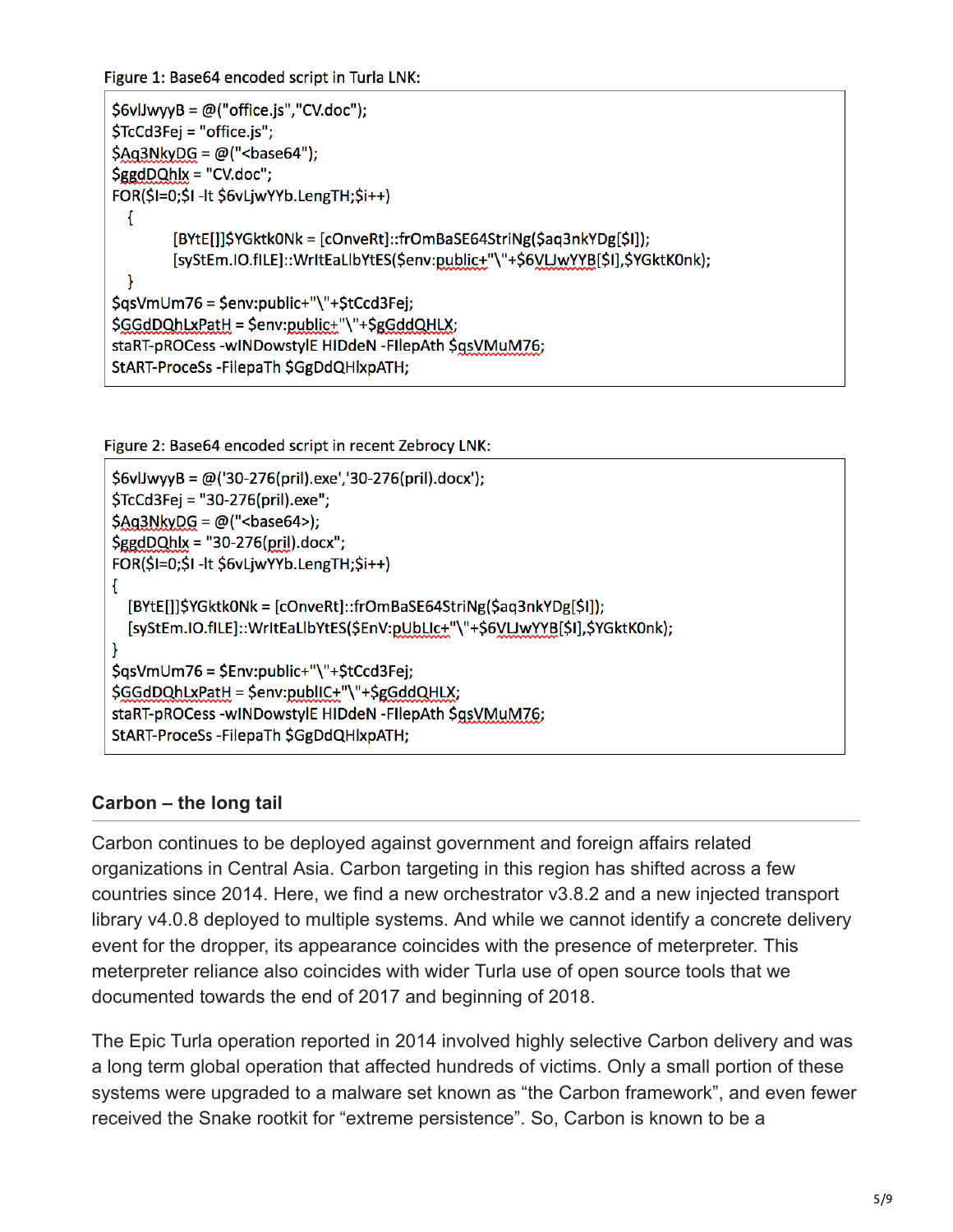Figure 1: Base64 encoded script in Turla LNK:

```
$6vlJwyyB = @("office.js","CV.doc");
$TcCd3Fej = "office.js";
$Aq3NkyDG = @("<base64");
$ggdDQhlx = "CV.doc";
FOR($I=0;$I -lt $6vLjwYYb.LengTH;$i++)
  {
        [BYtE[]]$YGktk0Nk = [cOnveRt]::frOmBaSE64StriNg($aq3nkYDg[$I]);
        [syStEm.IO.fILE]::WrItEaLlbYtES($env:public+"\"+$6VLJwYYB[$I],$YGktK0nk);
  }
$qsVmUm76 = $env:public+"\"+$tCcd3Fej;
$GGdDQhLxPatH = $env:public+"\"+$gGddQHLX;
staRT-pROCess -wINDowstylE HIDdeN -FIlepAth $qsVMuM76;
StART-ProceSs -FilepaTh $GgDdQHlxpATH;
```

Figure 2: Base64 encoded script in recent Zebrocy LNK:

```
$6vlJwyyB = @('30-276(pril).exe','30-276(pril).docx');
$TcCd3Fej = "30-276(pril).exe";
$Aq3NkyDG = @("<base64>);
$ggdDQhlx = "30-276(pril).docx";
FOR($I=0;$I -lt $6vLjwYYb.LengTH;$i++)
{
  [BYtE[]]$YGktk0Nk = [cOnveRt]::frOmBaSE64StriNg($aq3nkYDg[$I]);
  [syStEm.IO.fILE]::WrItEaLlbYtES($EnV:pUbLIc+"\"+$6VLJwYYB[$I],$YGktK0nk);
}
$qsVmUm76 = $Env:public+"\"+$tCcd3Fej;
$GGdDQhLxPatH = $env:publIC+"\"+$gGddQHLX;
staRT-pROCess -wINDowstylE HIDdeN -FIlepAth $qsVMuM76;
StART-ProceSs -FilepaTh $GgDdQHlxpATH;
```

### Carbon – the long tail

Carbon continues to be deployed against government and foreign affairs related organizations in Central Asia. Carbon targeting in this region has shifted across a few countries since 2014. Here, we find a new orchestrator v3.8.2 and a new injected transport library v4.0.8 deployed to multiple systems. And while we cannot identify a concrete delivery event for the dropper, its appearance coincides with the presence of meterpreter. This meterpreter reliance also coincides with wider Turla use of open source tools that we documented towards the end of 2017 and beginning of 2018.

The Epic Turla operation reported in 2014 involved highly selective Carbon delivery and was a long term global operation that affected hundreds of victims. Only a small portion of these systems were upgraded to a malware set known as "the Carbon framework", and even fewer received the Snake rootkit for "extreme persistence". So, Carbon is known to be a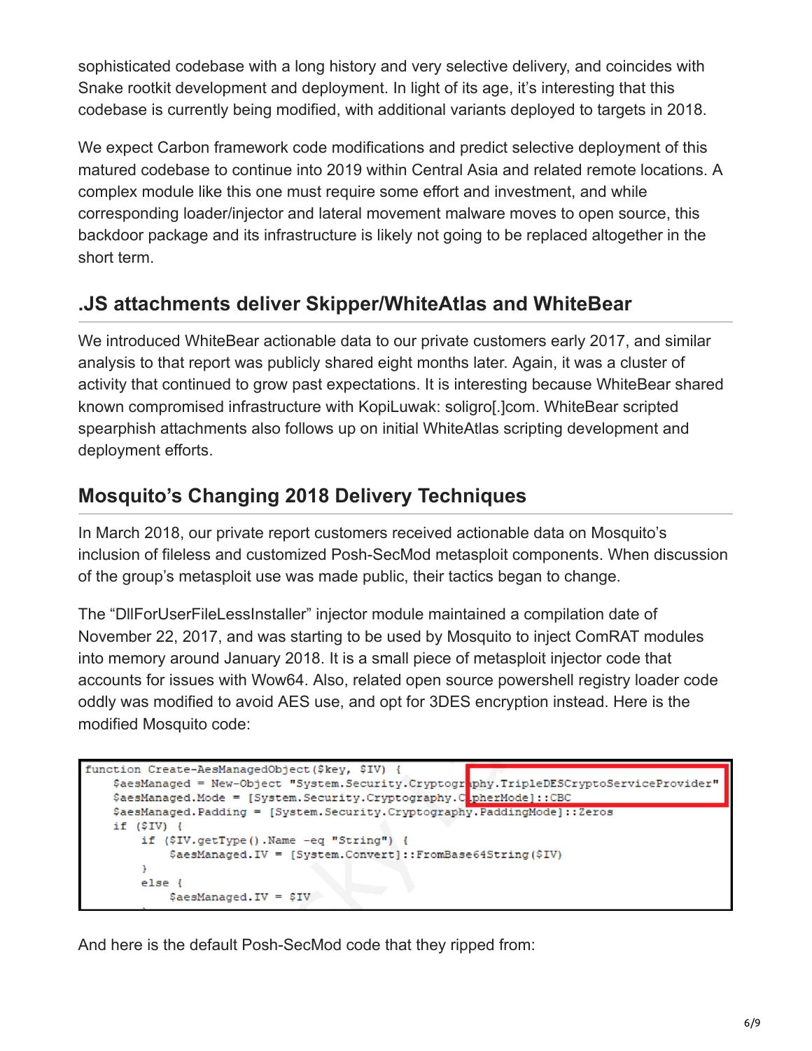sophisticated codebase with a long history and very selective delivery, and coincides with Snake rootkit development and deployment. In light of its age, it's interesting that this codebase is currently being modified, with additional variants deployed to targets in 2018.

We expect Carbon framework code modifications and predict selective deployment of this matured codebase to continue into 2019 within Central Asia and related remote locations. A complex module like this one must require some effort and investment, and while corresponding loader/injector and lateral movement malware moves to open source, this backdoor package and its infrastructure is likely not going to be replaced altogether in the short term.

## .JS attachments deliver Skipper/WhiteAtlas and WhiteBear

We introduced WhiteBear actionable data to our private customers early 2017, and similar analysis to that report was publicly shared eight months later. Again, it was a cluster of activity that continued to grow past expectations. It is interesting because WhiteBear shared known compromised infrastructure with KopiLuwak: soligro[.]com. WhiteBear scripted spearphish attachments also follows up on initial WhiteAtlas scripting development and deployment efforts.

## Mosquito's Changing 2018 Delivery Techniques

In March 2018, our private report customers received actionable data on Mosquito's inclusion of fileless and customized Posh-SecMod metasploit components. When discussion of the group's metasploit use was made public, their tactics began to change.

The "DllForUserFileLessInstaller" injector module maintained a compilation date of November 22, 2017, and was starting to be used by Mosquito to inject ComRAT modules into memory around January 2018. It is a small piece of metasploit injector code that accounts for issues with Wow64. Also, related open source powershell registry loader code oddly was modified to avoid AES use, and opt for 3DES encryption instead. Here is the modified Mosquito code:

```
function Create-AesManagedObject($key, $IV) {
    $aesManaged = New-Object "System.Security.Cryptography.TripleDESCryptoServiceProvider"
    $aesManaged.Mode = [System.Security.Cryptography.CipherMode]::CBC
    $aesManaged.Padding = [System.Security.Cryptography.PaddingMode]::Zeros
    if ($IV) {
        if ($IV.getType().Name -eq "String") {
            $aesManaged.IV = [System.Convert]::FromBase64String($IV)
        }
        else {
            $aesManaged.IV = $IV
```

And here is the default Posh-SecMod code that they ripped from: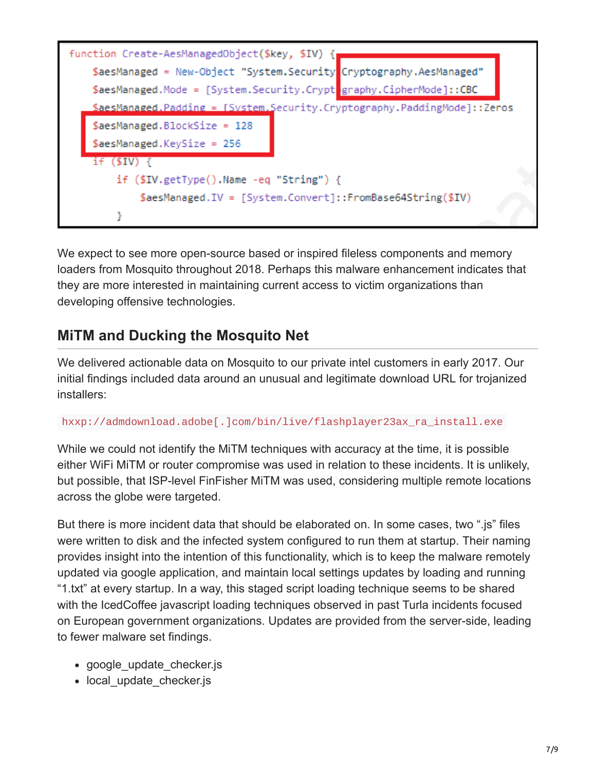```
function Create-AesManagedObject($key, $IV) {
    $aesManaged = New-Object "System.Security.Cryptography.AesManaged"
    $aesManaged.Mode = [System.Security.Cryptography.CipherMode]::CBC
    $aesManaged.Padding = [System.Security.Cryptography.PaddingMode]::Zeros
    $aesManaged.BlockSize = 128
    $aesManaged.KeySize = 256
    if ($IV) {
        if ($IV.getType().Name -eq "String") {
            $aesManaged.IV = [System.Convert]::FromBase64String($IV)
        }
```

We expect to see more open-source based or inspired fileless components and memory loaders from Mosquito throughout 2018. Perhaps this malware enhancement indicates that they are more interested in maintaining current access to victim organizations than developing offensive technologies.

## MiTM and Ducking the Mosquito Net

We delivered actionable data on Mosquito to our private intel customers in early 2017. Our initial findings included data around an unusual and legitimate download URL for trojanized installers:

`hxxp://admdownload.adobe[.]com/bin/live/flashplayer23ax_ra_install.exe`

While we could not identify the MiTM techniques with accuracy at the time, it is possible either WiFi MiTM or router compromise was used in relation to these incidents. It is unlikely, but possible, that ISP-level FinFisher MiTM was used, considering multiple remote locations across the globe were targeted.

But there is more incident data that should be elaborated on. In some cases, two ".js" files were written to disk and the infected system configured to run them at startup. Their naming provides insight into the intention of this functionality, which is to keep the malware remotely updated via google application, and maintain local settings updates by loading and running "1.txt" at every startup. In a way, this staged script loading technique seems to be shared with the IcedCoffee javascript loading techniques observed in past Turla incidents focused on European government organizations. Updates are provided from the server-side, leading to fewer malware set findings.

- google_update_checker.js
- local_update_checker.js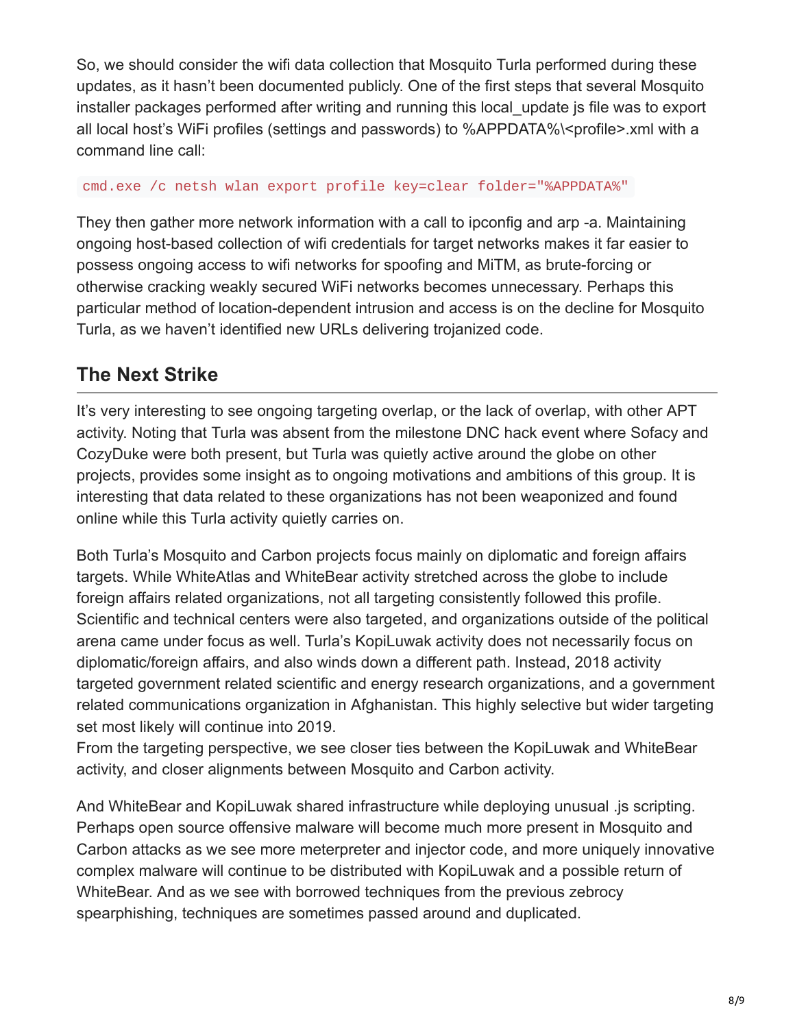So, we should consider the wifi data collection that Mosquito Turla performed during these updates, as it hasn't been documented publicly. One of the first steps that several Mosquito installer packages performed after writing and running this local_update js file was to export all local host's WiFi profiles (settings and passwords) to %APPDATA%\<profile>.xml with a command line call:

```
cmd.exe /c netsh wlan export profile key=clear folder="%APPDATA%"
```

They then gather more network information with a call to ipconfig and arp -a. Maintaining ongoing host-based collection of wifi credentials for target networks makes it far easier to possess ongoing access to wifi networks for spoofing and MiTM, as brute-forcing or otherwise cracking weakly secured WiFi networks becomes unnecessary. Perhaps this particular method of location-dependent intrusion and access is on the decline for Mosquito Turla, as we haven't identified new URLs delivering trojanized code.

## The Next Strike

It's very interesting to see ongoing targeting overlap, or the lack of overlap, with other APT activity. Noting that Turla was absent from the milestone DNC hack event where Sofacy and CozyDuke were both present, but Turla was quietly active around the globe on other projects, provides some insight as to ongoing motivations and ambitions of this group. It is interesting that data related to these organizations has not been weaponized and found online while this Turla activity quietly carries on.

Both Turla's Mosquito and Carbon projects focus mainly on diplomatic and foreign affairs targets. While WhiteAtlas and WhiteBear activity stretched across the globe to include foreign affairs related organizations, not all targeting consistently followed this profile. Scientific and technical centers were also targeted, and organizations outside of the political arena came under focus as well. Turla's KopiLuwak activity does not necessarily focus on diplomatic/foreign affairs, and also winds down a different path. Instead, 2018 activity targeted government related scientific and energy research organizations, and a government related communications organization in Afghanistan. This highly selective but wider targeting set most likely will continue into 2019.
From the targeting perspective, we see closer ties between the KopiLuwak and WhiteBear activity, and closer alignments between Mosquito and Carbon activity.

And WhiteBear and KopiLuwak shared infrastructure while deploying unusual .js scripting. Perhaps open source offensive malware will become much more present in Mosquito and Carbon attacks as we see more meterpreter and injector code, and more uniquely innovative complex malware will continue to be distributed with KopiLuwak and a possible return of WhiteBear. And as we see with borrowed techniques from the previous zebrocy spearphishing, techniques are sometimes passed around and duplicated.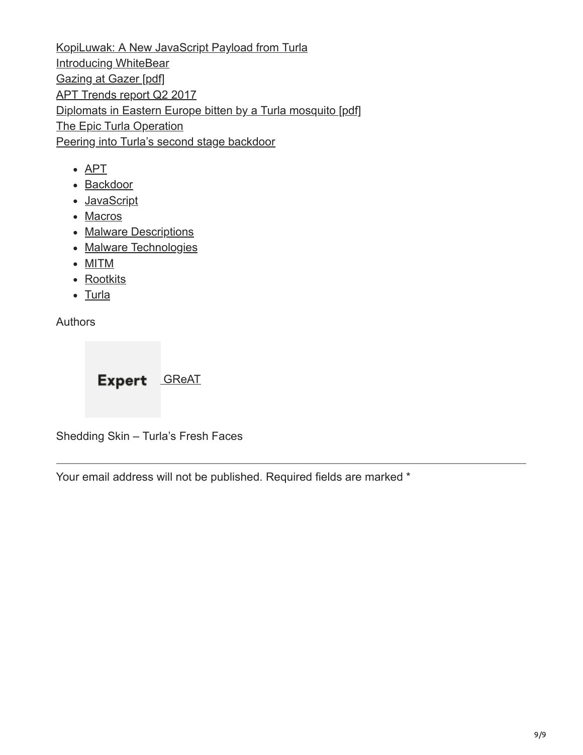KopiLuwak: A New JavaScript Payload from Turla
Introducing WhiteBear
Gazing at Gazer [pdf]
APT Trends report Q2 2017
Diplomats in Eastern Europe bitten by a Turla mosquito [pdf]
The Epic Turla Operation
Peering into Turla's second stage backdoor

- APT
- Backdoor
- JavaScript
- Macros
- Malware Descriptions
- Malware Technologies
- MITM
- Rootkits
- Turla

Authors

Expert GReAT

Shedding Skin – Turla's Fresh Faces

---

Your email address will not be published. Required fields are marked *